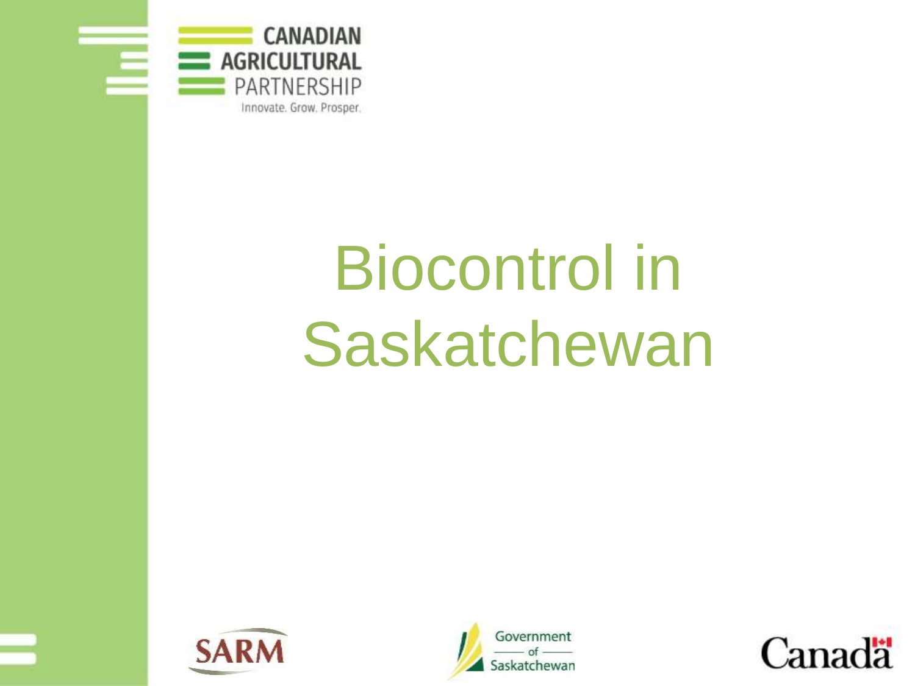CANADIAN AGRICULTURAL PARTNERSHIP

Innovate. Grow. Prosper.

# Biocontrol in Saskatchewan

SARM

Government of Saskatchewan

Canada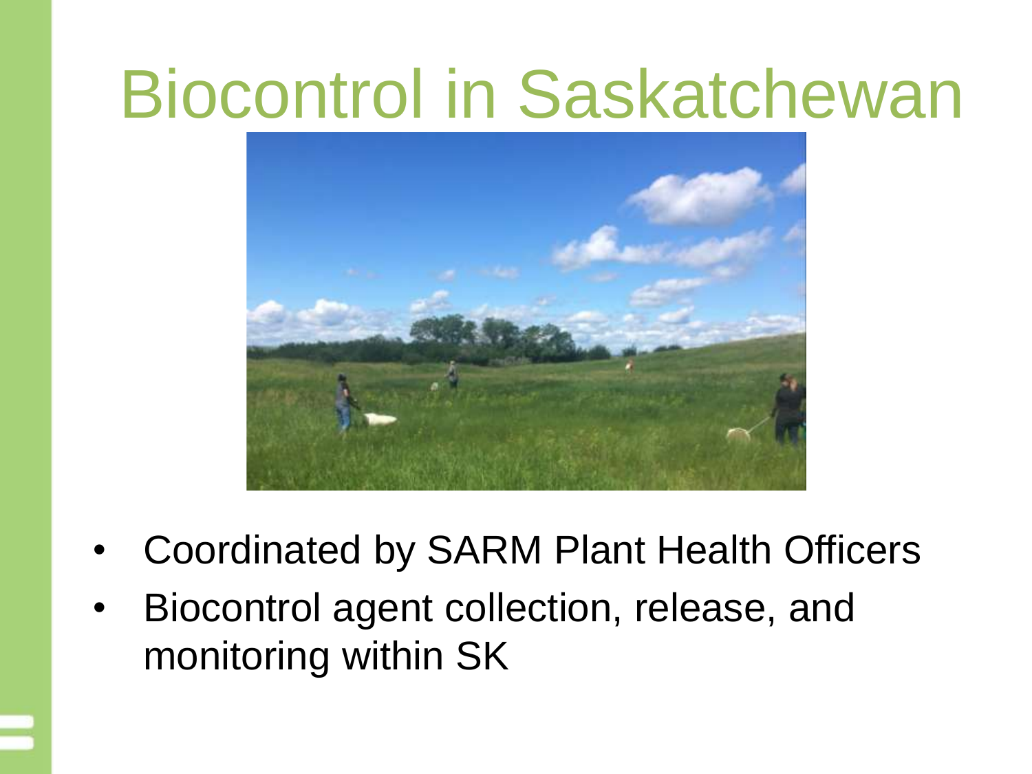# Biocontrol in Saskatchewan

- Coordinated by SARM Plant Health Officers
- Biocontrol agent collection, release, and monitoring within SK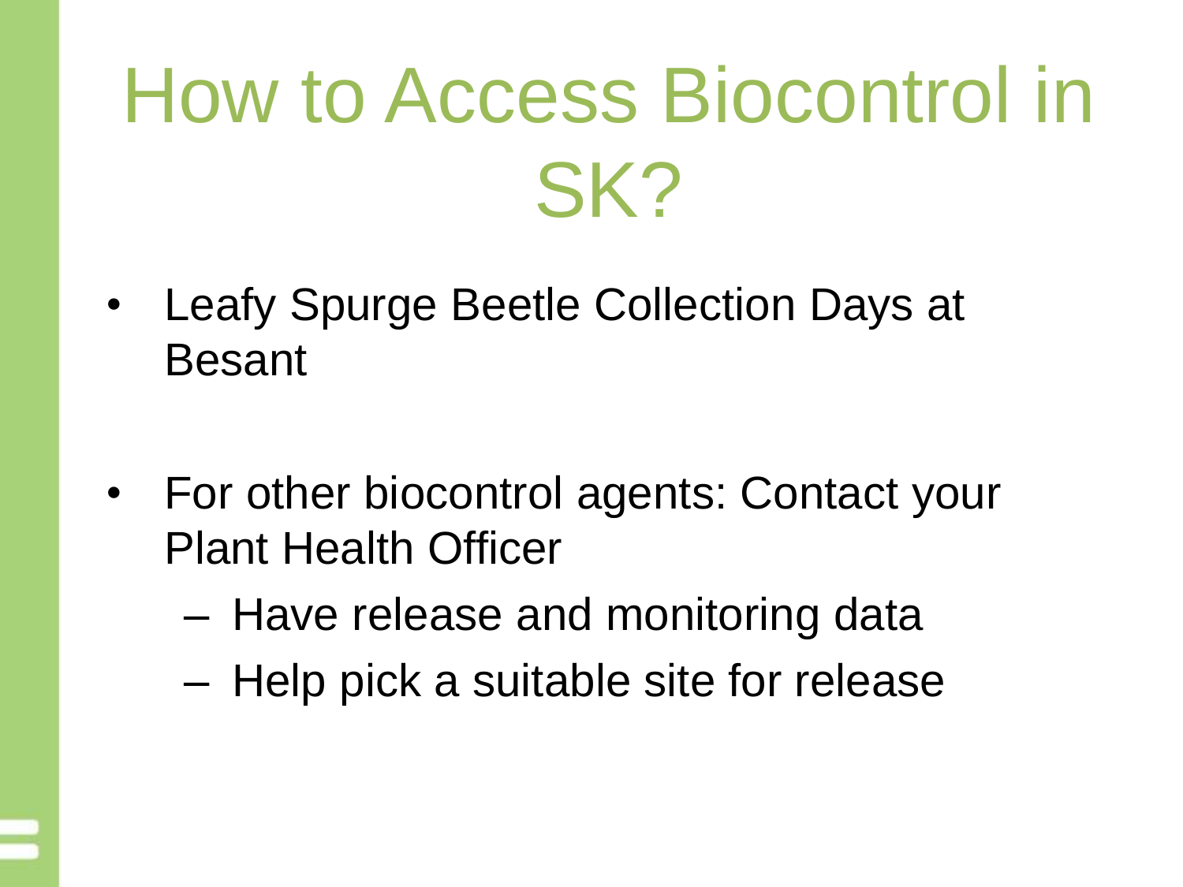# How to Access Biocontrol in SK?

- Leafy Spurge Beetle Collection Days at Besant
- For other biocontrol agents: Contact your Plant Health Officer
  - Have release and monitoring data
  - Help pick a suitable site for release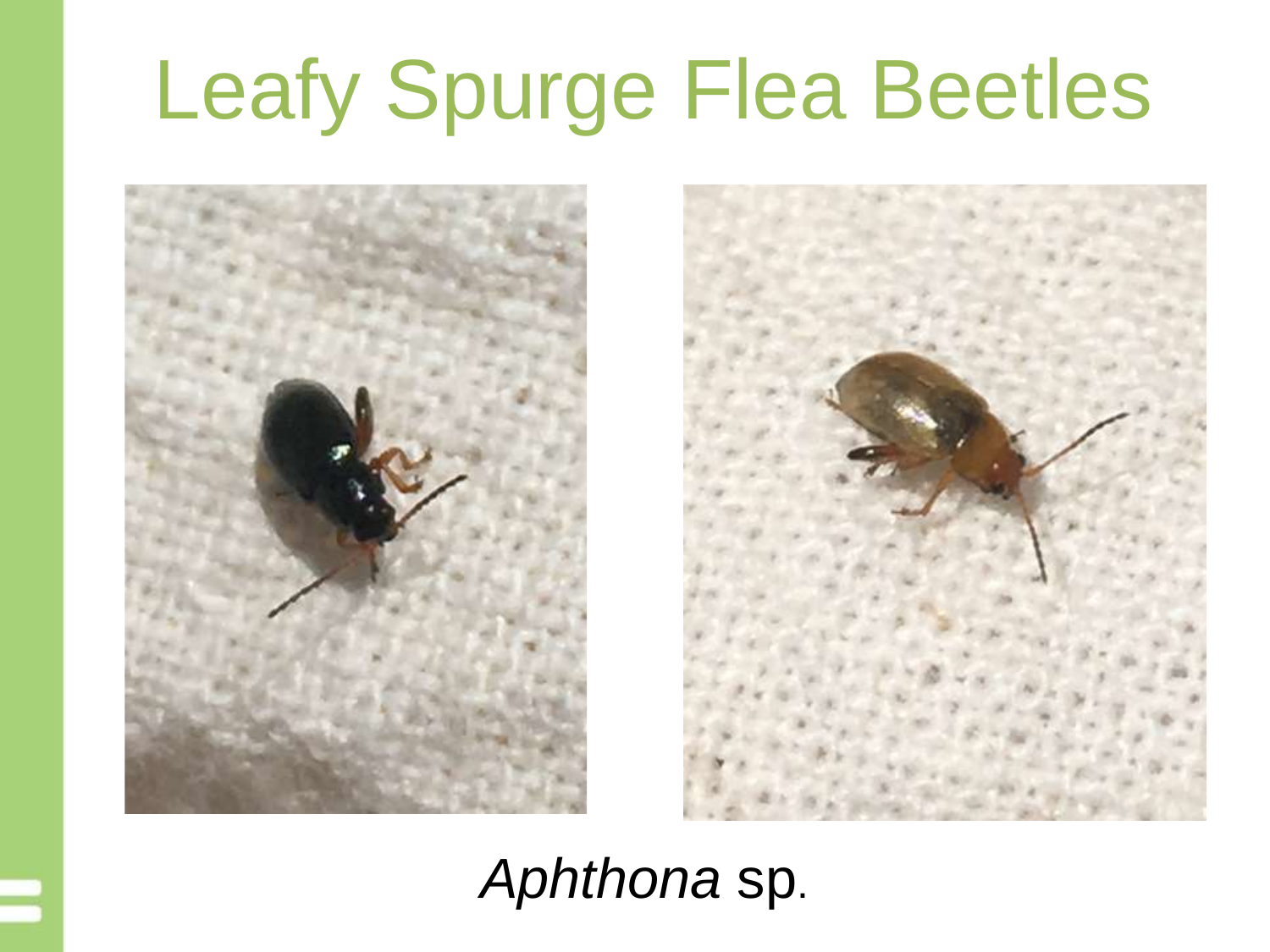# Leafy Spurge Flea Beetles

*Aphthona* sp.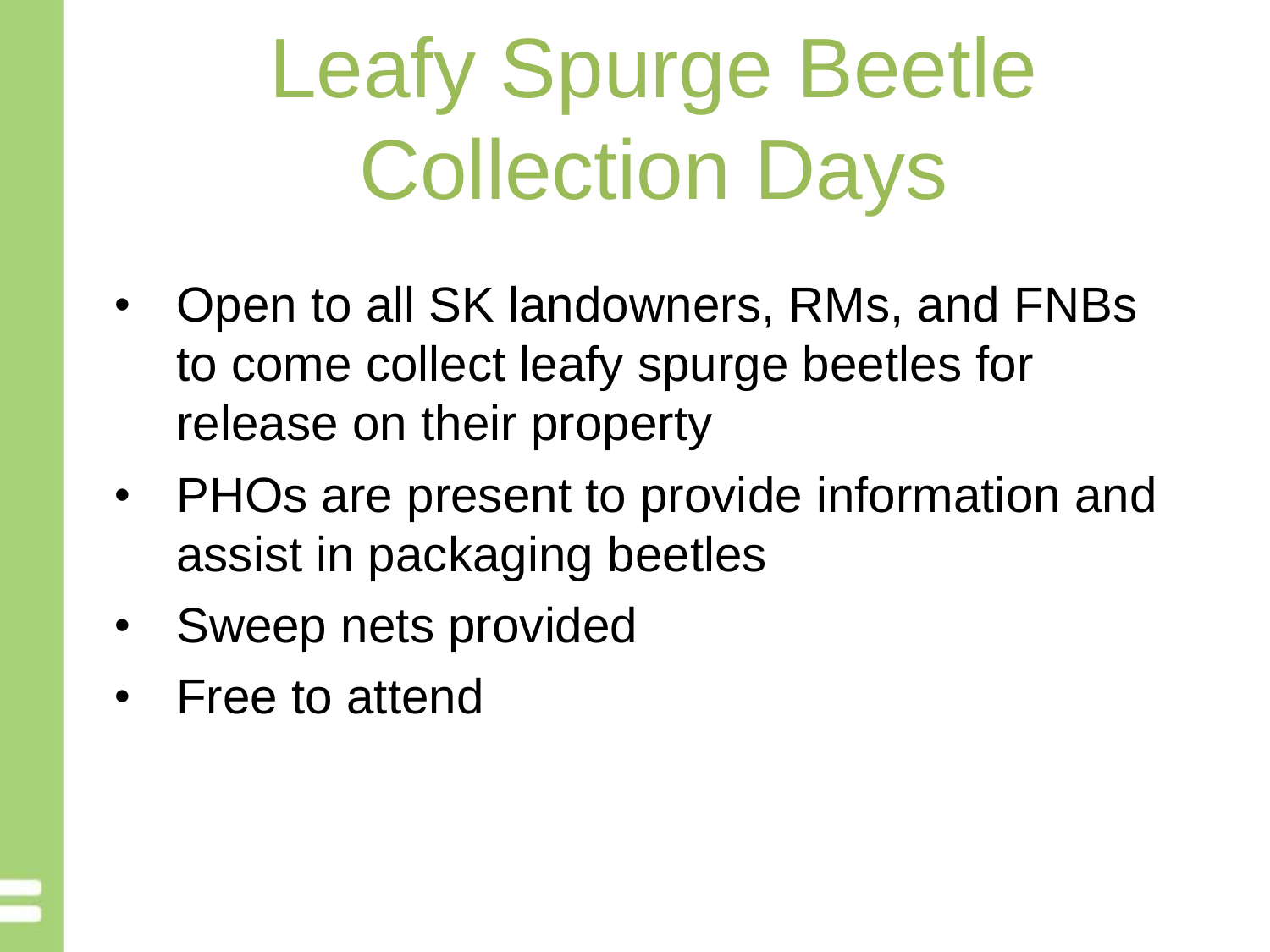# Leafy Spurge Beetle Collection Days

- Open to all SK landowners, RMs, and FNBs to come collect leafy spurge beetles for release on their property
- PHOs are present to provide information and assist in packaging beetles
- Sweep nets provided
- Free to attend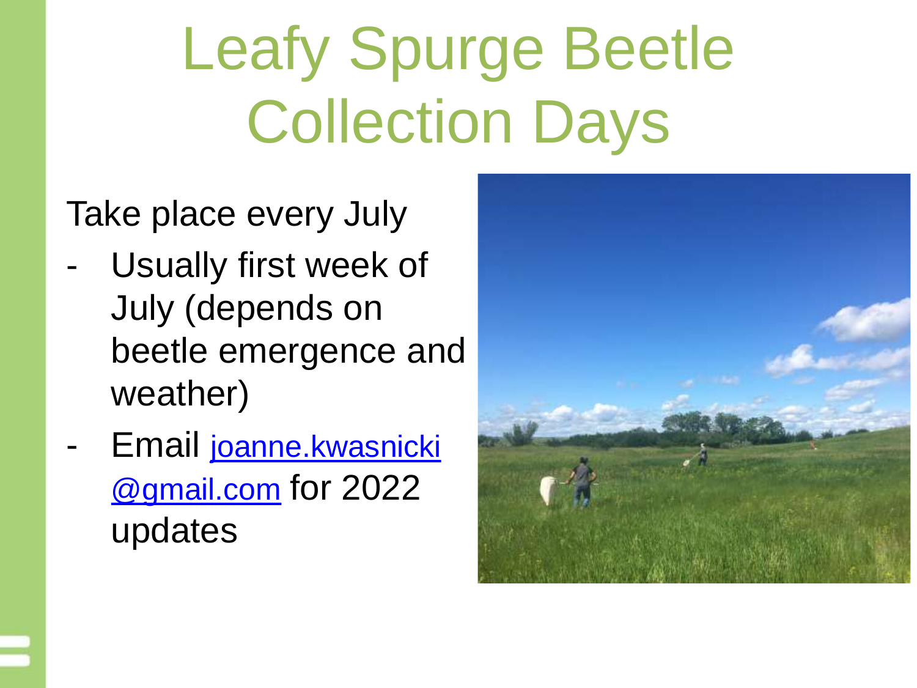# Leafy Spurge Beetle Collection Days

Take place every July

- Usually first week of July (depends on beetle emergence and weather)
- Email joanne.kwasnicki@gmail.com for 2022 updates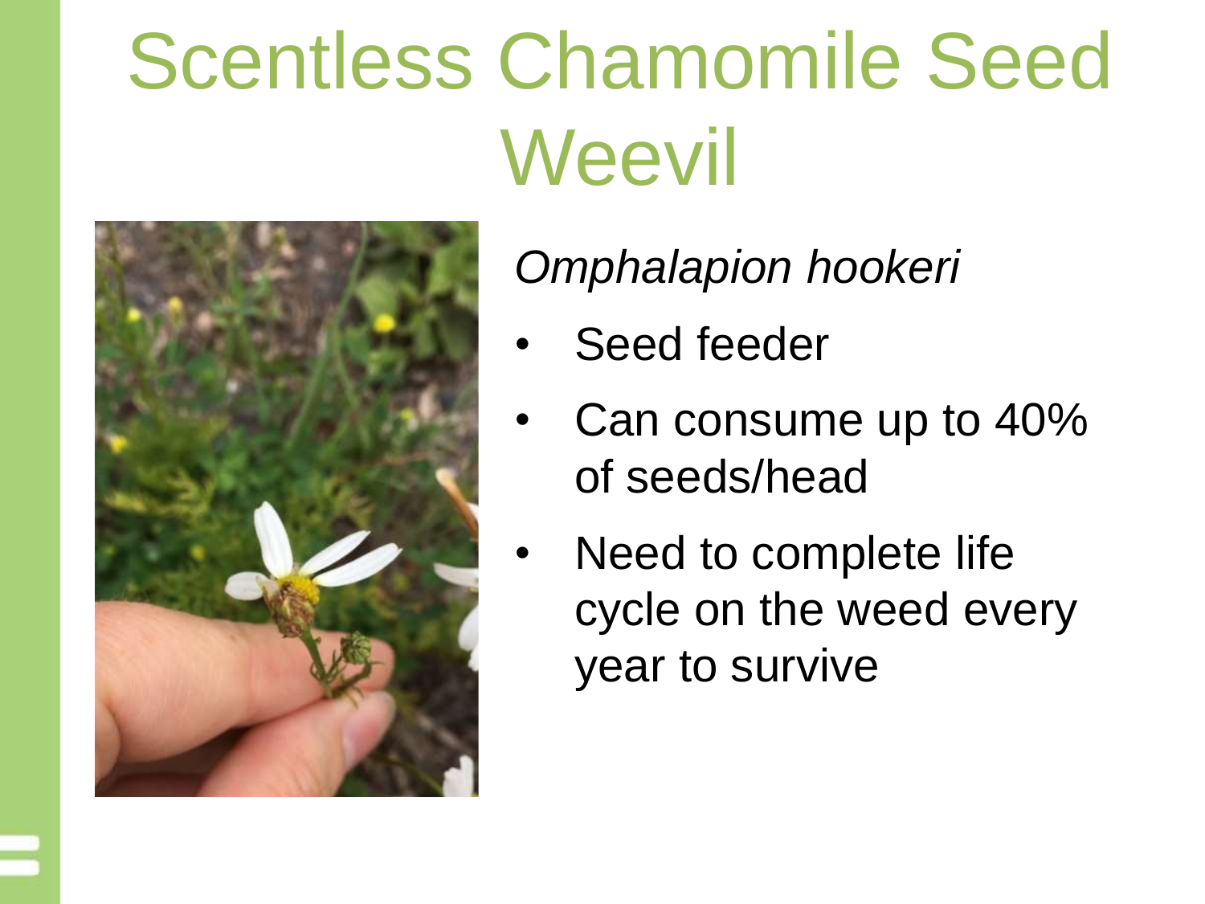# Scentless Chamomile Seed Weevil

*Omphalapion hookeri*

- Seed feeder
- Can consume up to 40% of seeds/head
- Need to complete life cycle on the weed every year to survive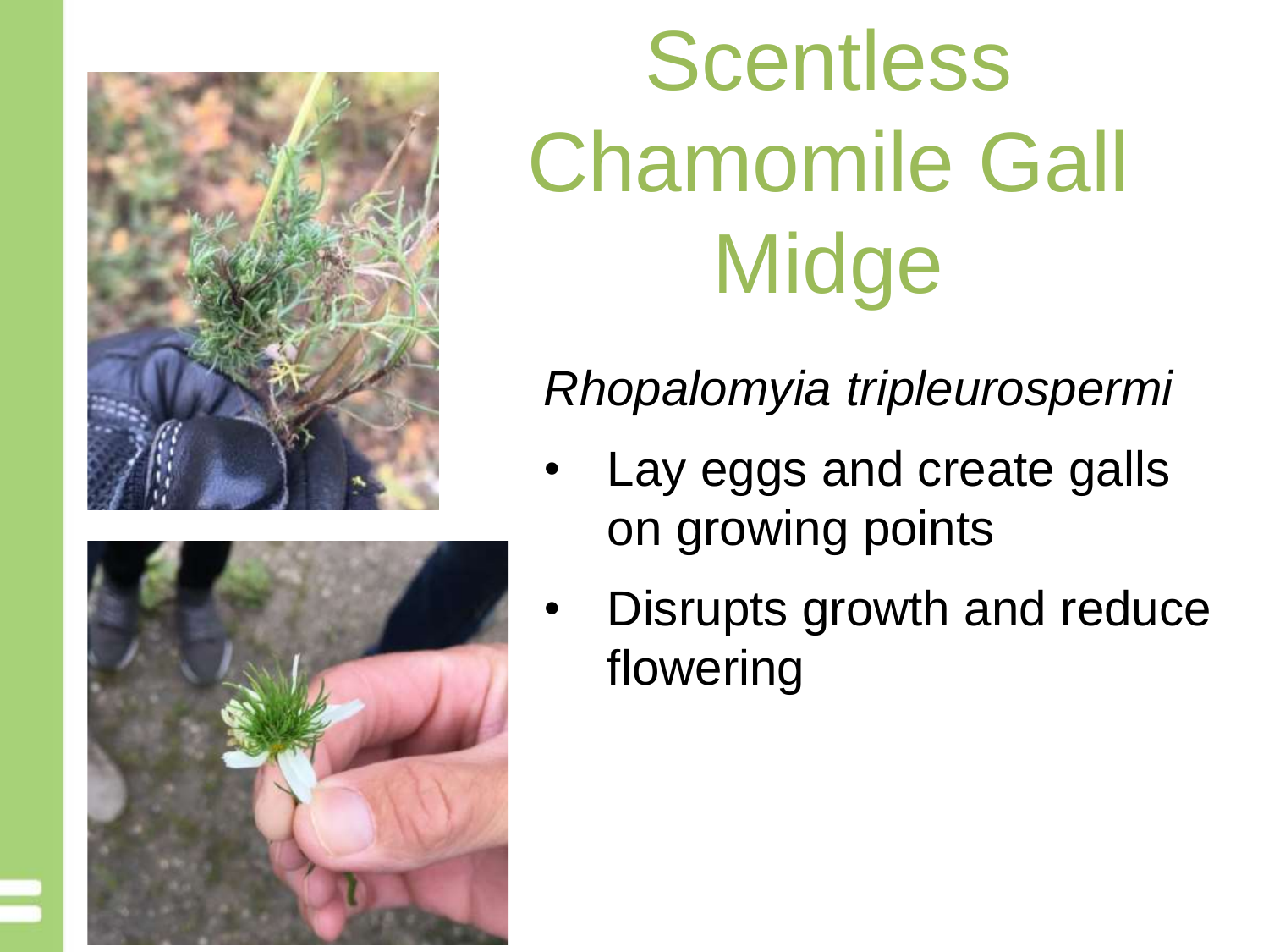# Scentless Chamomile Gall Midge

*Rhopalomyia tripleurospermi*

- Lay eggs and create galls on growing points
- Disrupts growth and reduce flowering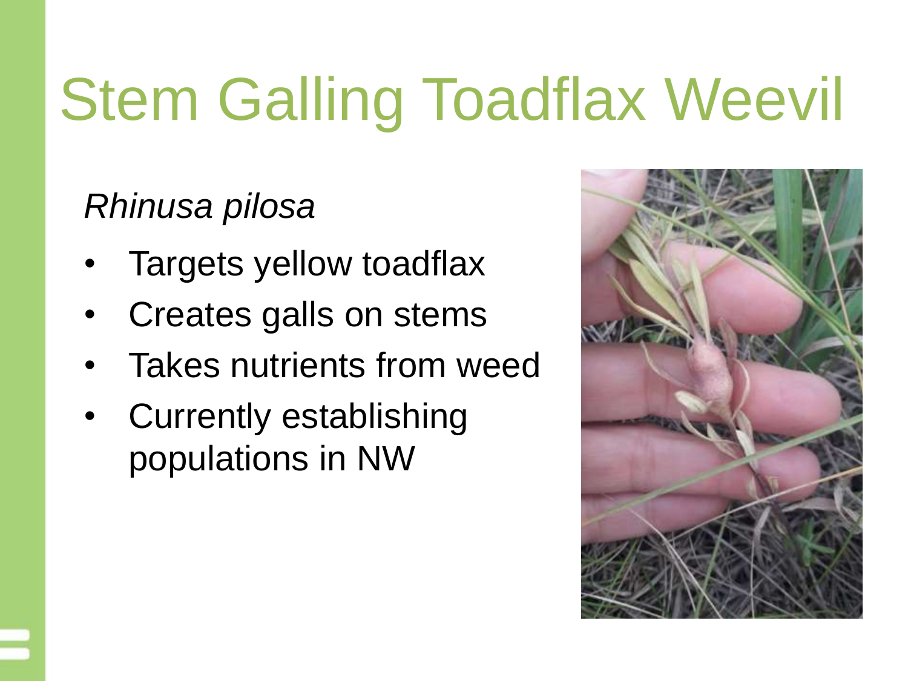# Stem Galling Toadflax Weevil

*Rhinusa pilosa*

- Targets yellow toadflax
- Creates galls on stems
- Takes nutrients from weed
- Currently establishing populations in NW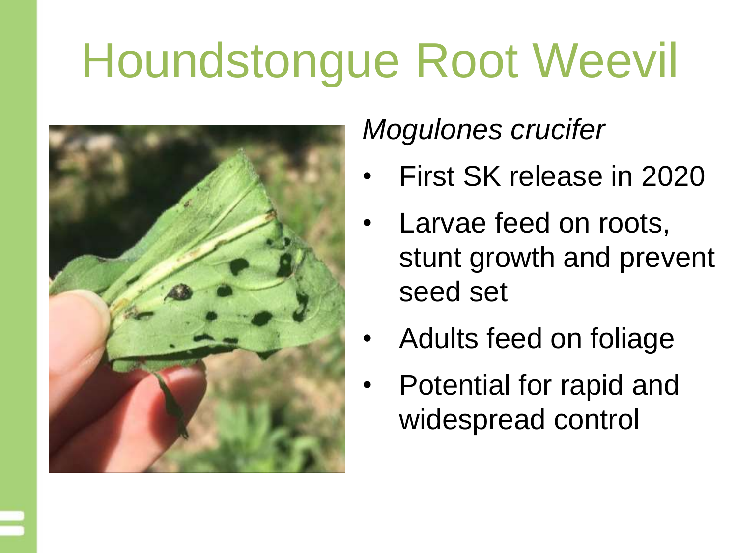# Houndstongue Root Weevil

*Mogulones crucifer*

- First SK release in 2020
- Larvae feed on roots, stunt growth and prevent seed set
- Adults feed on foliage
- Potential for rapid and widespread control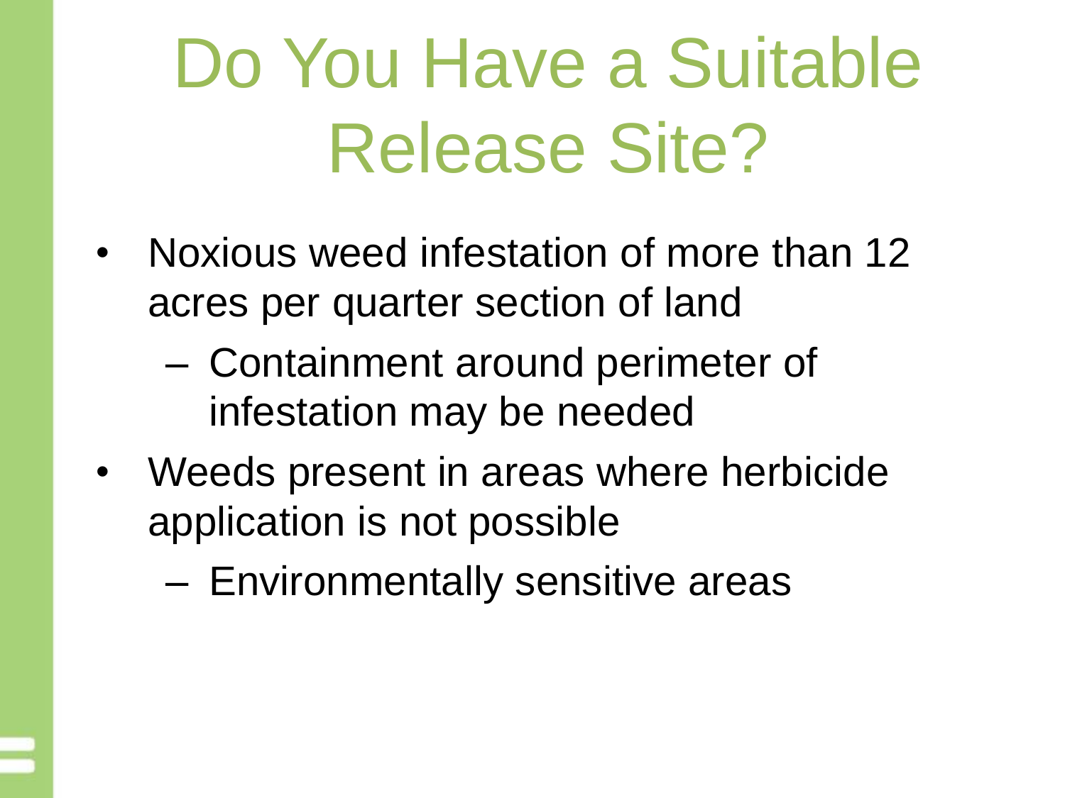# Do You Have a Suitable Release Site?

- Noxious weed infestation of more than 12 acres per quarter section of land
  - Containment around perimeter of infestation may be needed
- Weeds present in areas where herbicide application is not possible
  - Environmentally sensitive areas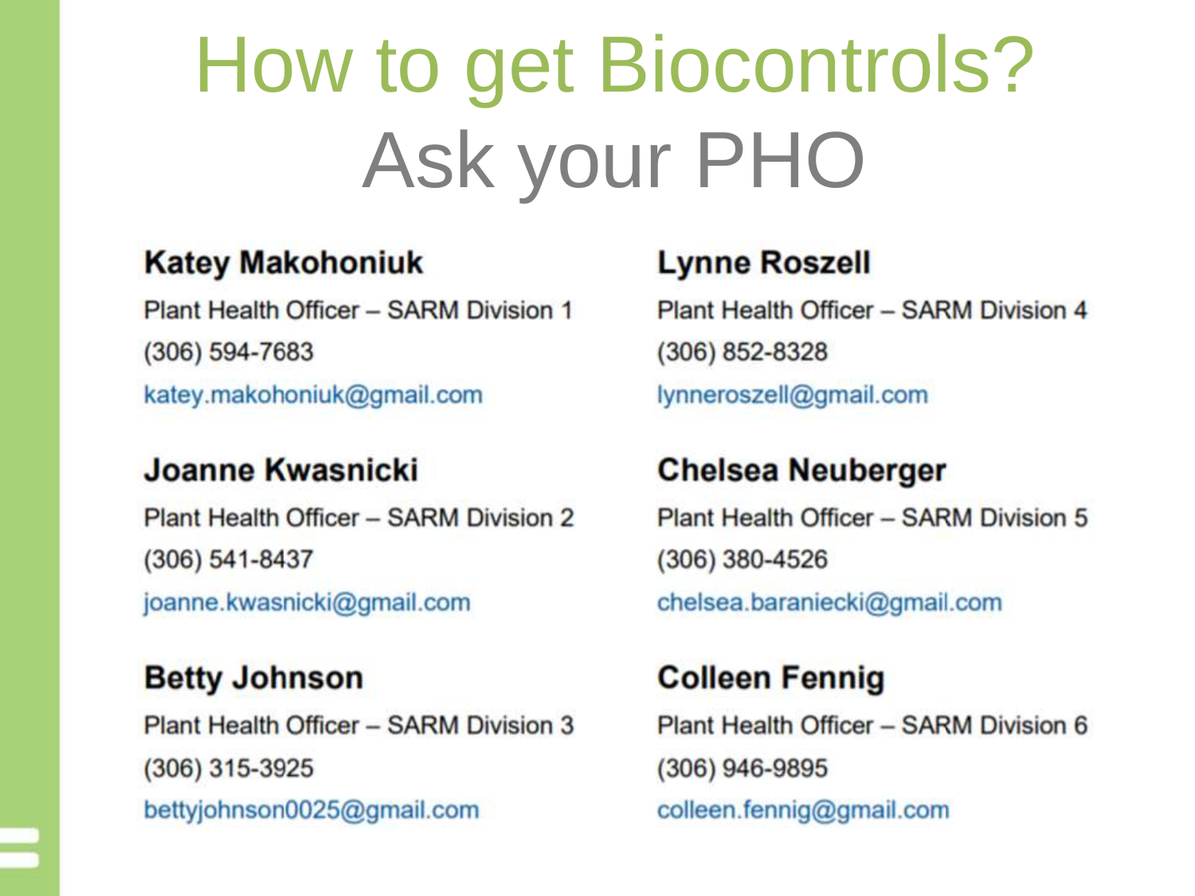# How to get Biocontrols? Ask your PHO

**Katey Makohoniuk**

Plant Health Officer – SARM Division 1

(306) 594-7683

katey.makohoniuk@gmail.com

**Joanne Kwasnicki**

Plant Health Officer – SARM Division 2

(306) 541-8437

joanne.kwasnicki@gmail.com

**Betty Johnson**

Plant Health Officer – SARM Division 3

(306) 315-3925

bettyjohnson0025@gmail.com

**Lynne Roszell**

Plant Health Officer – SARM Division 4

(306) 852-8328

lynneroszell@gmail.com

**Chelsea Neuberger**

Plant Health Officer – SARM Division 5

(306) 380-4526

chelsea.baraniecki@gmail.com

**Colleen Fennig**

Plant Health Officer – SARM Division 6

(306) 946-9895

colleen.fennig@gmail.com